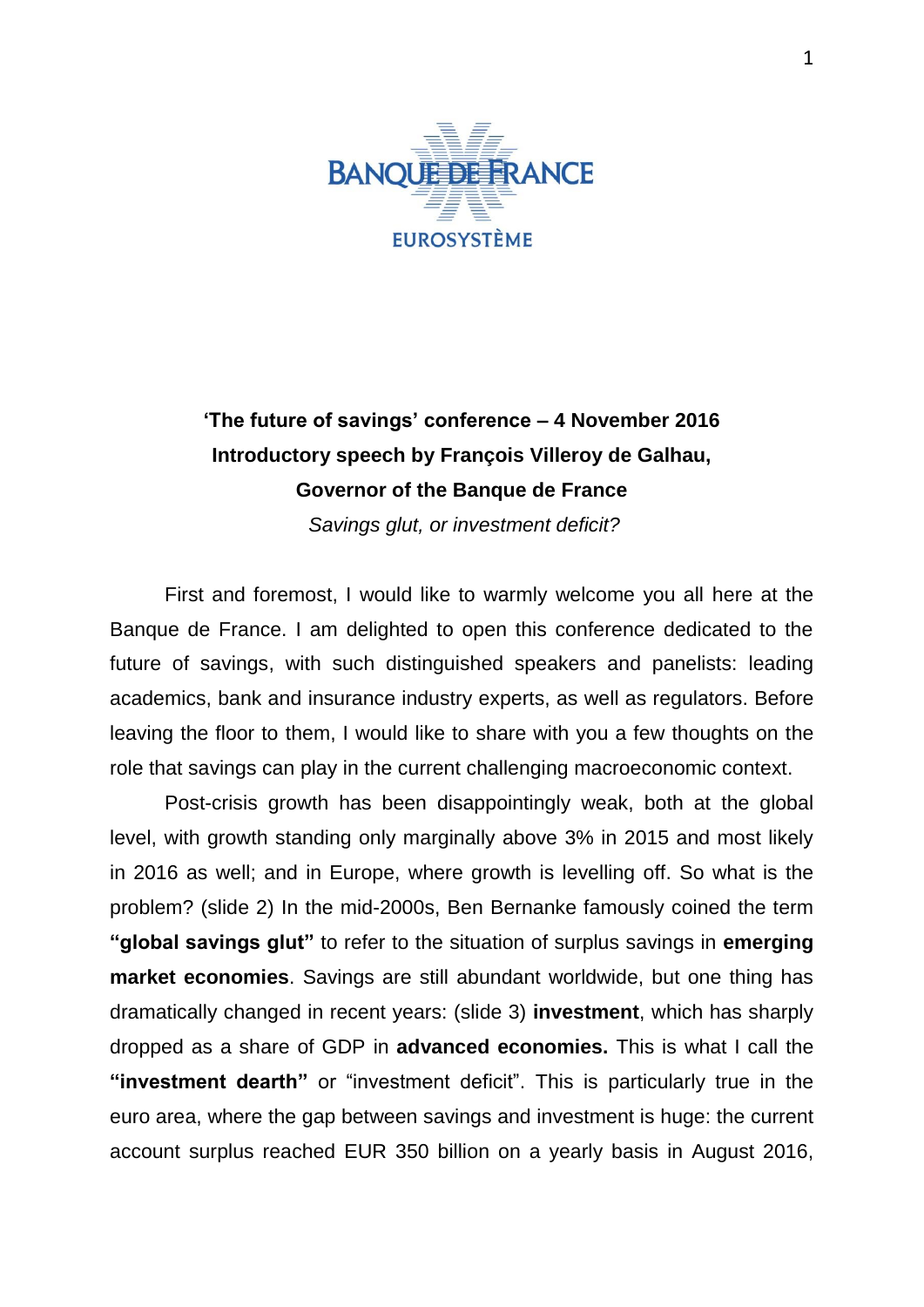**‘The future of savings’ conference – 4 November 2016**

**Introductory speech by François Villeroy de Galhau,**

**Governor of the Banque de France**

*Savings glut, or investment deficit?*

First and foremost, I would like to warmly welcome you all here at the Banque de France. I am delighted to open this conference dedicated to the future of savings, with such distinguished speakers and panelists: leading academics, bank and insurance industry experts, as well as regulators. Before leaving the floor to them, I would like to share with you a few thoughts on the role that savings can play in the current challenging macroeconomic context.

Post-crisis growth has been disappointingly weak, both at the global level, with growth standing only marginally above 3% in 2015 and most likely in 2016 as well; and in Europe, where growth is levelling off. So what is the problem? (slide 2) In the mid-2000s, Ben Bernanke famously coined the term **“global savings glut”** to refer to the situation of surplus savings in **emerging market economies**. Savings are still abundant worldwide, but one thing has dramatically changed in recent years: (slide 3) **investment**, which has sharply dropped as a share of GDP in **advanced economies.** This is what I call the **“investment dearth”** or “investment deficit”. This is particularly true in the euro area, where the gap between savings and investment is huge: the current account surplus reached EUR 350 billion on a yearly basis in August 2016,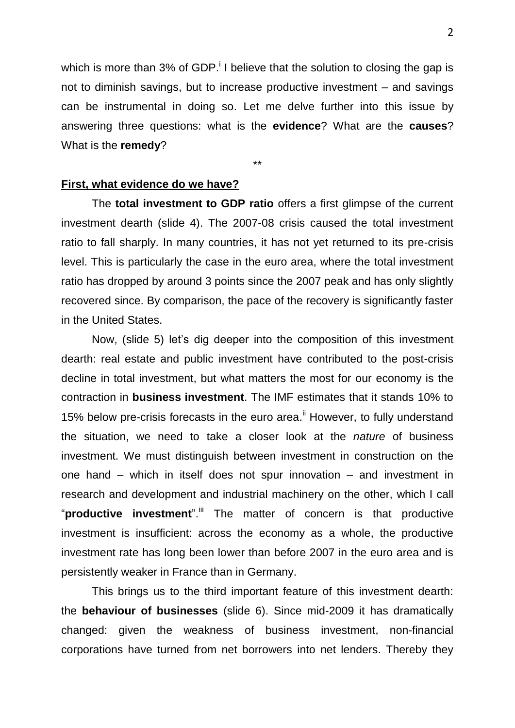which is more than 3% of GDP.[i] I believe that the solution to closing the gap is not to diminish savings, but to increase productive investment – and savings can be instrumental in doing so. Let me delve further into this issue by answering three questions: what is the **evidence**? What are the **causes**? What is the **remedy**?

**

**First, what evidence do we have?**

The **total investment to GDP ratio** offers a first glimpse of the current investment dearth (slide 4). The 2007-08 crisis caused the total investment ratio to fall sharply. In many countries, it has not yet returned to its pre-crisis level. This is particularly the case in the euro area, where the total investment ratio has dropped by around 3 points since the 2007 peak and has only slightly recovered since. By comparison, the pace of the recovery is significantly faster in the United States.

Now, (slide 5) let's dig deeper into the composition of this investment dearth: real estate and public investment have contributed to the post-crisis decline in total investment, but what matters the most for our economy is the contraction in **business investment**. The IMF estimates that it stands 10% to 15% below pre-crisis forecasts in the euro area.[ii] However, to fully understand the situation, we need to take a closer look at the *nature* of business investment. We must distinguish between investment in construction on the one hand – which in itself does not spur innovation – and investment in research and development and industrial machinery on the other, which I call "**productive investment**".[iii] The matter of concern is that productive investment is insufficient: across the economy as a whole, the productive investment rate has long been lower than before 2007 in the euro area and is persistently weaker in France than in Germany.

This brings us to the third important feature of this investment dearth: the **behaviour of businesses** (slide 6). Since mid-2009 it has dramatically changed: given the weakness of business investment, non-financial corporations have turned from net borrowers into net lenders. Thereby they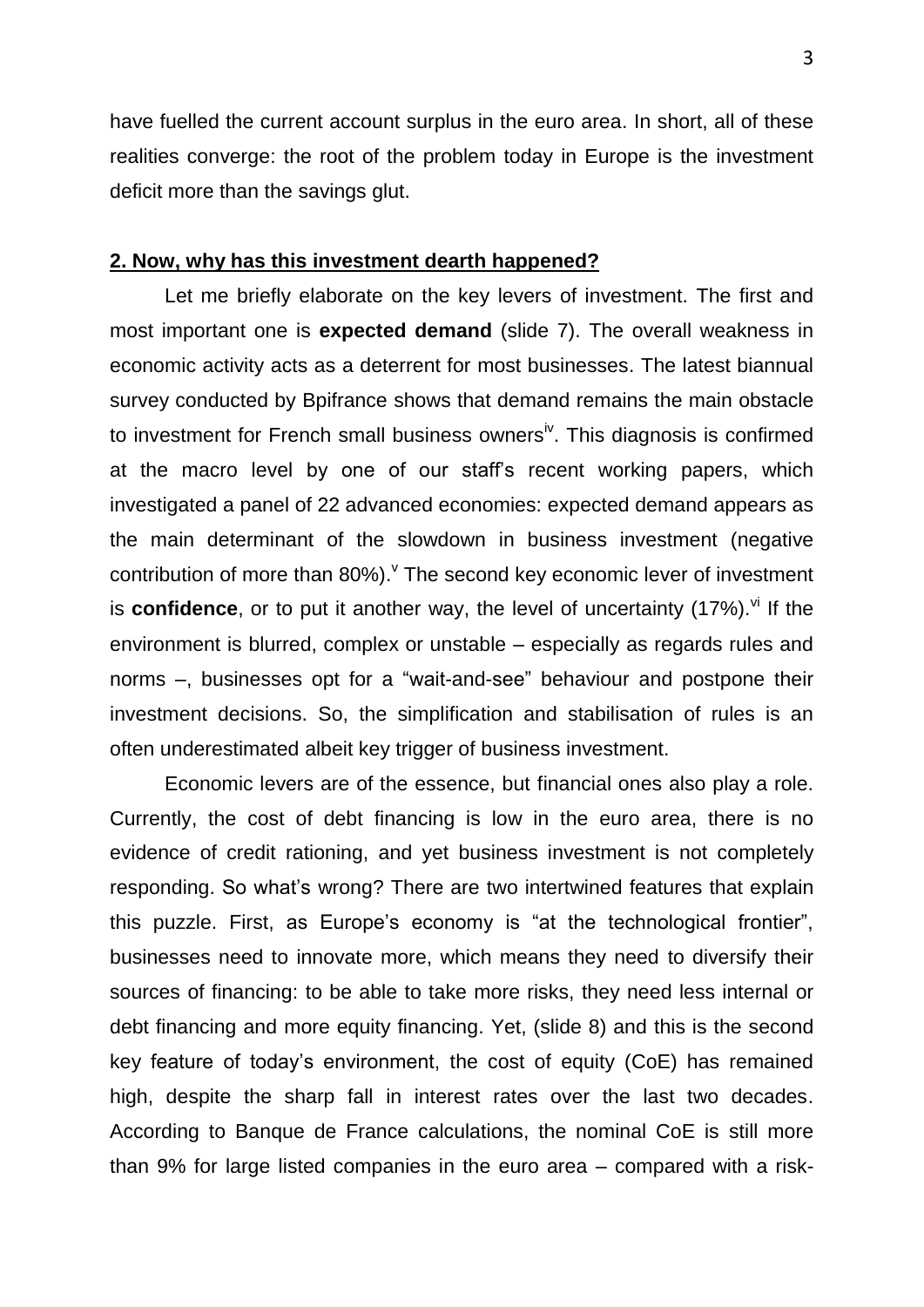have fuelled the current account surplus in the euro area. In short, all of these realities converge: the root of the problem today in Europe is the investment deficit more than the savings glut.

## 2. Now, why has this investment dearth happened?

Let me briefly elaborate on the key levers of investment. The first and most important one is **expected demand** (slide 7). The overall weakness in economic activity acts as a deterrent for most businesses. The latest biannual survey conducted by Bpifrance shows that demand remains the main obstacle to investment for French small business owners[iv]. This diagnosis is confirmed at the macro level by one of our staff's recent working papers, which investigated a panel of 22 advanced economies: expected demand appears as the main determinant of the slowdown in business investment (negative contribution of more than 80%).[v] The second key economic lever of investment is **confidence**, or to put it another way, the level of uncertainty (17%).[vi] If the environment is blurred, complex or unstable – especially as regards rules and norms –, businesses opt for a "wait-and-see" behaviour and postpone their investment decisions. So, the simplification and stabilisation of rules is an often underestimated albeit key trigger of business investment.

Economic levers are of the essence, but financial ones also play a role. Currently, the cost of debt financing is low in the euro area, there is no evidence of credit rationing, and yet business investment is not completely responding. So what's wrong? There are two intertwined features that explain this puzzle. First, as Europe's economy is "at the technological frontier", businesses need to innovate more, which means they need to diversify their sources of financing: to be able to take more risks, they need less internal or debt financing and more equity financing. Yet, (slide 8) and this is the second key feature of today's environment, the cost of equity (CoE) has remained high, despite the sharp fall in interest rates over the last two decades. According to Banque de France calculations, the nominal CoE is still more than 9% for large listed companies in the euro area – compared with a risk-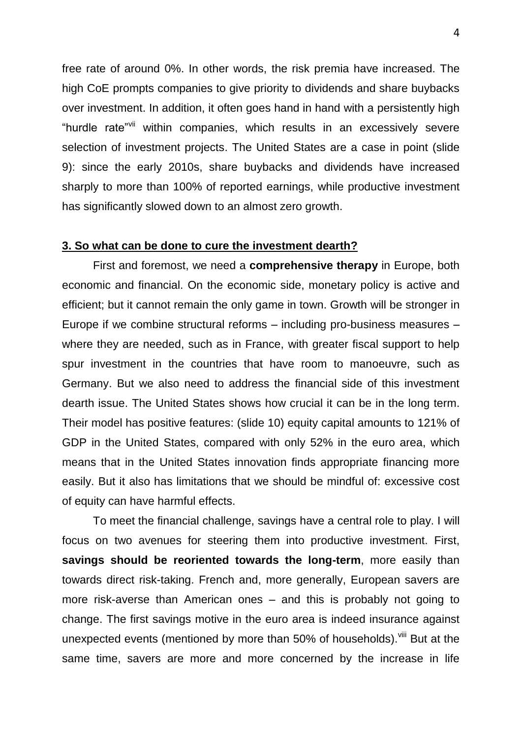free rate of around 0%. In other words, the risk premia have increased. The high CoE prompts companies to give priority to dividends and share buybacks over investment. In addition, it often goes hand in hand with a persistently high "hurdle rate"[vii] within companies, which results in an excessively severe selection of investment projects. The United States are a case in point (slide 9): since the early 2010s, share buybacks and dividends have increased sharply to more than 100% of reported earnings, while productive investment has significantly slowed down to an almost zero growth.

## 3. So what can be done to cure the investment dearth?

First and foremost, we need a **comprehensive therapy** in Europe, both economic and financial. On the economic side, monetary policy is active and efficient; but it cannot remain the only game in town. Growth will be stronger in Europe if we combine structural reforms – including pro-business measures – where they are needed, such as in France, with greater fiscal support to help spur investment in the countries that have room to manoeuvre, such as Germany. But we also need to address the financial side of this investment dearth issue. The United States shows how crucial it can be in the long term. Their model has positive features: (slide 10) equity capital amounts to 121% of GDP in the United States, compared with only 52% in the euro area, which means that in the United States innovation finds appropriate financing more easily. But it also has limitations that we should be mindful of: excessive cost of equity can have harmful effects.

To meet the financial challenge, savings have a central role to play. I will focus on two avenues for steering them into productive investment. First, **savings should be reoriented towards the long-term**, more easily than towards direct risk-taking. French and, more generally, European savers are more risk-averse than American ones – and this is probably not going to change. The first savings motive in the euro area is indeed insurance against unexpected events (mentioned by more than 50% of households).[viii] But at the same time, savers are more and more concerned by the increase in life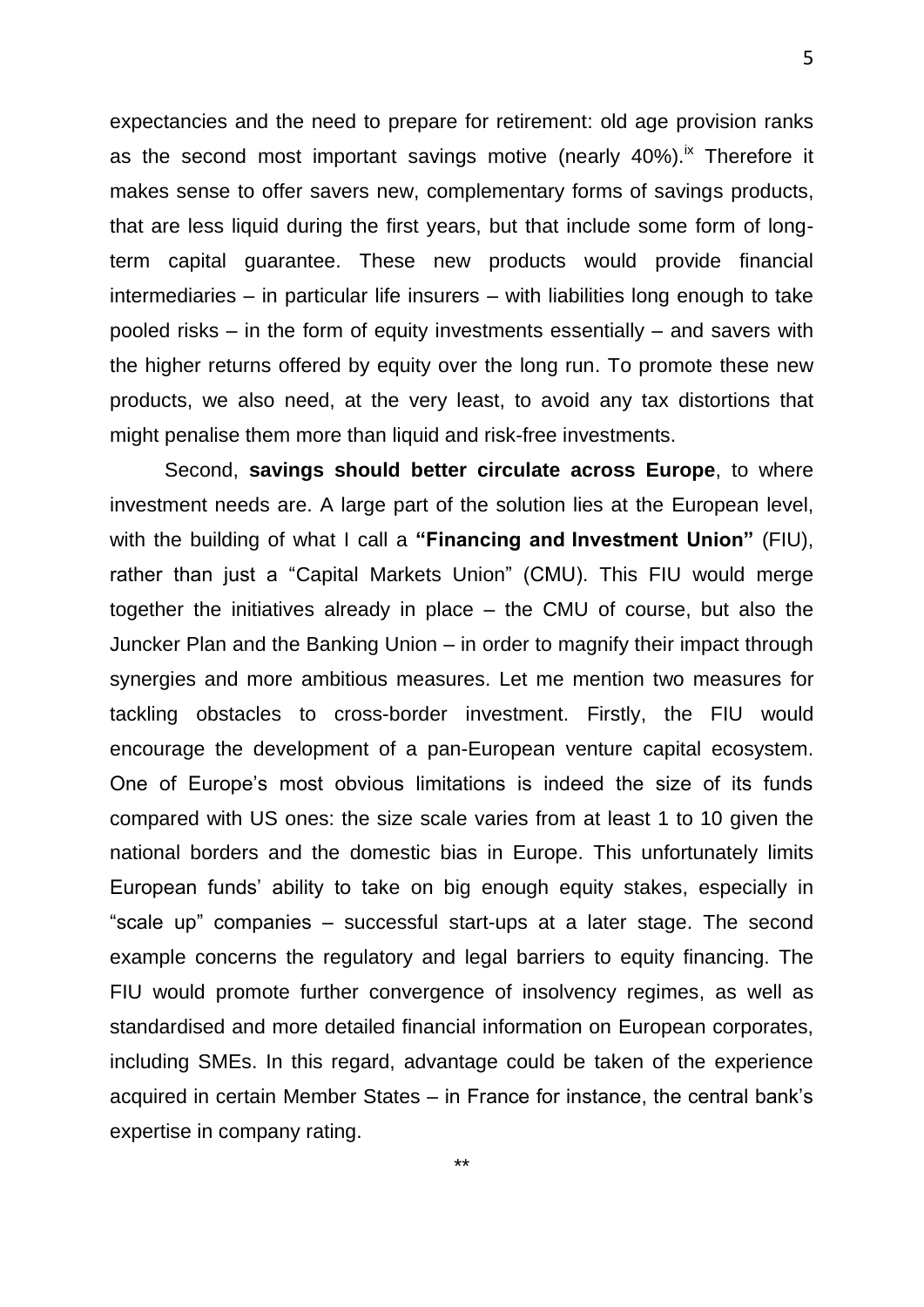expectancies and the need to prepare for retirement: old age provision ranks as the second most important savings motive (nearly 40%).[ix] Therefore it makes sense to offer savers new, complementary forms of savings products, that are less liquid during the first years, but that include some form of long-term capital guarantee. These new products would provide financial intermediaries – in particular life insurers – with liabilities long enough to take pooled risks – in the form of equity investments essentially – and savers with the higher returns offered by equity over the long run. To promote these new products, we also need, at the very least, to avoid any tax distortions that might penalise them more than liquid and risk-free investments.

Second, **savings should better circulate across Europe**, to where investment needs are. A large part of the solution lies at the European level, with the building of what I call a **"Financing and Investment Union"** (FIU), rather than just a "Capital Markets Union" (CMU). This FIU would merge together the initiatives already in place – the CMU of course, but also the Juncker Plan and the Banking Union – in order to magnify their impact through synergies and more ambitious measures. Let me mention two measures for tackling obstacles to cross-border investment. Firstly, the FIU would encourage the development of a pan-European venture capital ecosystem. One of Europe's most obvious limitations is indeed the size of its funds compared with US ones: the size scale varies from at least 1 to 10 given the national borders and the domestic bias in Europe. This unfortunately limits European funds' ability to take on big enough equity stakes, especially in "scale up" companies – successful start-ups at a later stage. The second example concerns the regulatory and legal barriers to equity financing. The FIU would promote further convergence of insolvency regimes, as well as standardised and more detailed financial information on European corporates, including SMEs. In this regard, advantage could be taken of the experience acquired in certain Member States – in France for instance, the central bank's expertise in company rating.

**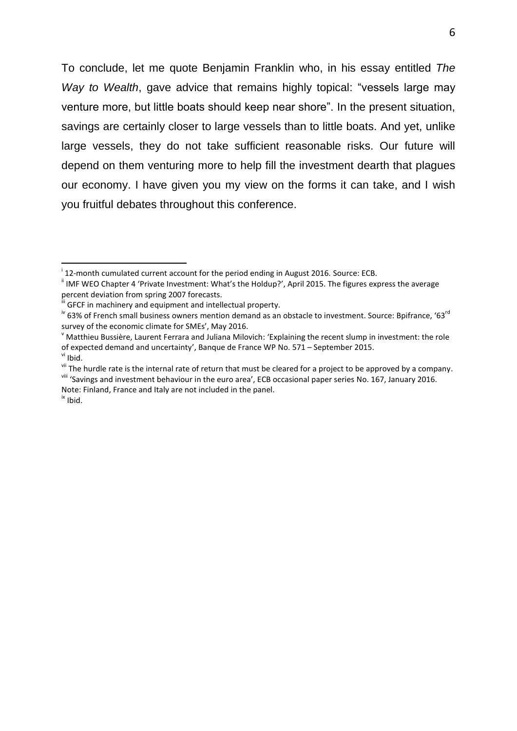To conclude, let me quote Benjamin Franklin who, in his essay entitled *The Way to Wealth*, gave advice that remains highly topical: "vessels large may venture more, but little boats should keep near shore". In the present situation, savings are certainly closer to large vessels than to little boats. And yet, unlike large vessels, they do not take sufficient reasonable risks. Our future will depend on them venturing more to help fill the investment dearth that plagues our economy. I have given you my view on the forms it can take, and I wish you fruitful debates throughout this conference.

---

[i] 12-month cumulated current account for the period ending in August 2016. Source: ECB.

[ii] IMF WEO Chapter 4 'Private Investment: What's the Holdup?', April 2015. The figures express the average percent deviation from spring 2007 forecasts.

[iii] GFCF in machinery and equipment and intellectual property.

[iv] 63% of French small business owners mention demand as an obstacle to investment. Source: Bpifrance, '63rd survey of the economic climate for SMEs', May 2016.

[v] Matthieu Bussière, Laurent Ferrara and Juliana Milovich: 'Explaining the recent slump in investment: the role of expected demand and uncertainty', Banque de France WP No. 571 – September 2015.

[vi] Ibid.

[vii] The hurdle rate is the internal rate of return that must be cleared for a project to be approved by a company.

[viii] 'Savings and investment behaviour in the euro area', ECB occasional paper series No. 167, January 2016. Note: Finland, France and Italy are not included in the panel.

[ix] Ibid.